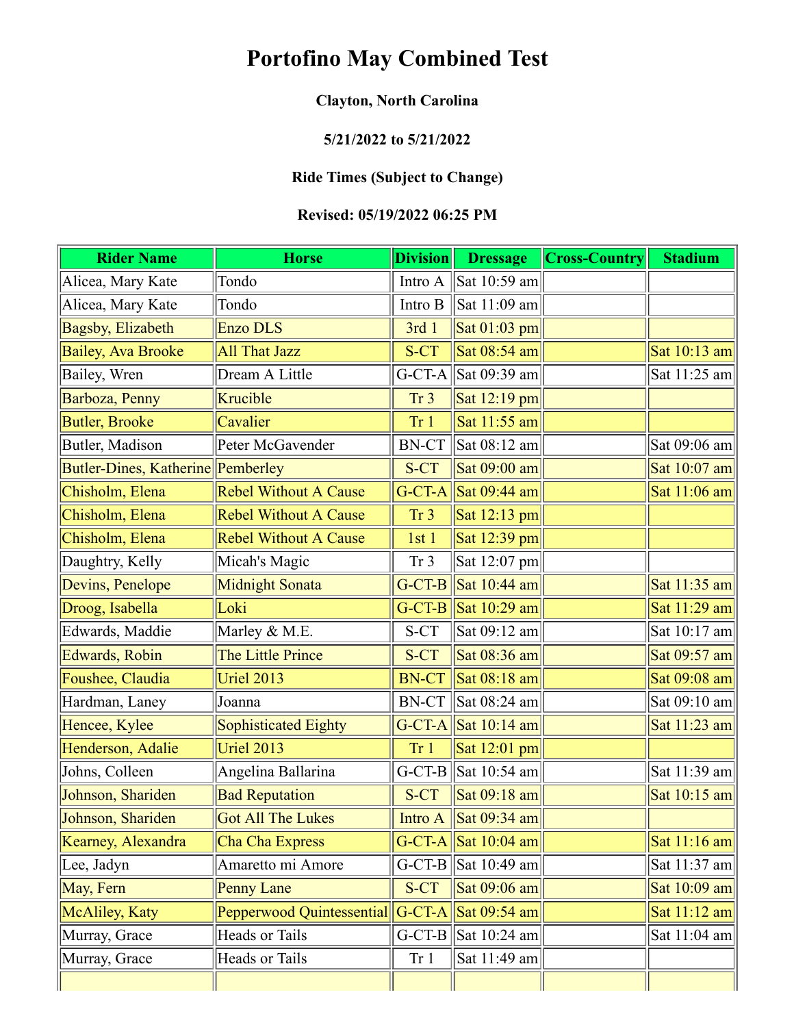# Portofino May Combined Test

**Clayton, North Carolina**

**5/21/2022 to 5/21/2022**

**Ride Times (Subject to Change)**

**Revised: 05/19/2022 06:25 PM**

| Rider Name | Horse | Division | Dressage | Cross-Country | Stadium |
|---|---|---|---|---|---|
| Alicea, Mary Kate | Tondo | Intro A | Sat 10:59 am | | |
| Alicea, Mary Kate | Tondo | Intro B | Sat 11:09 am | | |
| Bagsby, Elizabeth | Enzo DLS | 3rd 1 | Sat 01:03 pm | | |
| Bailey, Ava Brooke | All That Jazz | S-CT | Sat 08:54 am | | Sat 10:13 am |
| Bailey, Wren | Dream A Little | G-CT-A | Sat 09:39 am | | Sat 11:25 am |
| Barboza, Penny | Krucible | Tr 3 | Sat 12:19 pm | | |
| Butler, Brooke | Cavalier | Tr 1 | Sat 11:55 am | | |
| Butler, Madison | Peter McGavender | BN-CT | Sat 08:12 am | | Sat 09:06 am |
| Butler-Dines, Katherine | Pemberley | S-CT | Sat 09:00 am | | Sat 10:07 am |
| Chisholm, Elena | Rebel Without A Cause | G-CT-A | Sat 09:44 am | | Sat 11:06 am |
| Chisholm, Elena | Rebel Without A Cause | Tr 3 | Sat 12:13 pm | | |
| Chisholm, Elena | Rebel Without A Cause | 1st 1 | Sat 12:39 pm | | |
| Daughtry, Kelly | Micah's Magic | Tr 3 | Sat 12:07 pm | | |
| Devins, Penelope | Midnight Sonata | G-CT-B | Sat 10:44 am | | Sat 11:35 am |
| Droog, Isabella | Loki | G-CT-B | Sat 10:29 am | | Sat 11:29 am |
| Edwards, Maddie | Marley & M.E. | S-CT | Sat 09:12 am | | Sat 10:17 am |
| Edwards, Robin | The Little Prince | S-CT | Sat 08:36 am | | Sat 09:57 am |
| Foushee, Claudia | Uriel 2013 | BN-CT | Sat 08:18 am | | Sat 09:08 am |
| Hardman, Laney | Joanna | BN-CT | Sat 08:24 am | | Sat 09:10 am |
| Hencee, Kylee | Sophisticated Eighty | G-CT-A | Sat 10:14 am | | Sat 11:23 am |
| Henderson, Adalie | Uriel 2013 | Tr 1 | Sat 12:01 pm | | |
| Johns, Colleen | Angelina Ballarina | G-CT-B | Sat 10:54 am | | Sat 11:39 am |
| Johnson, Shariden | Bad Reputation | S-CT | Sat 09:18 am | | Sat 10:15 am |
| Johnson, Shariden | Got All The Lukes | Intro A | Sat 09:34 am | | |
| Kearney, Alexandra | Cha Cha Express | G-CT-A | Sat 10:04 am | | Sat 11:16 am |
| Lee, Jadyn | Amaretto mi Amore | G-CT-B | Sat 10:49 am | | Sat 11:37 am |
| May, Fern | Penny Lane | S-CT | Sat 09:06 am | | Sat 10:09 am |
| McAliley, Katy | Pepperwood Quintessential | G-CT-A | Sat 09:54 am | | Sat 11:12 am |
| Murray, Grace | Heads or Tails | G-CT-B | Sat 10:24 am | | Sat 11:04 am |
| Murray, Grace | Heads or Tails | Tr 1 | Sat 11:49 am | | |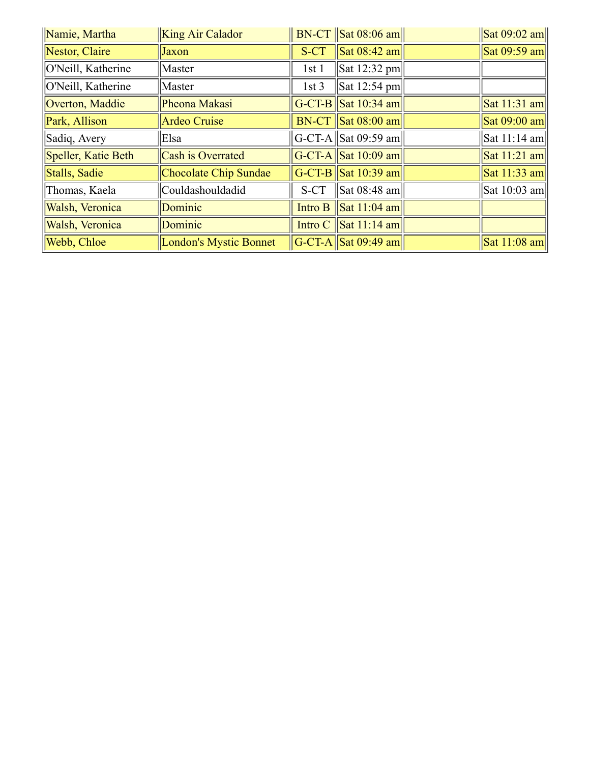| | | | | | |
|---|---|---|---|---|---|
| Namie, Martha | King Air Calador | BN-CT | Sat 08:06 am | | Sat 09:02 am |
| Nestor, Claire | Jaxon | S-CT | Sat 08:42 am | | Sat 09:59 am |
| O'Neill, Katherine | Master | 1st 1 | Sat 12:32 pm | | |
| O'Neill, Katherine | Master | 1st 3 | Sat 12:54 pm | | |
| Overton, Maddie | Pheona Makasi | G-CT-B | Sat 10:34 am | | Sat 11:31 am |
| Park, Allison | Ardeo Cruise | BN-CT | Sat 08:00 am | | Sat 09:00 am |
| Sadiq, Avery | Elsa | G-CT-A | Sat 09:59 am | | Sat 11:14 am |
| Speller, Katie Beth | Cash is Overrated | G-CT-A | Sat 10:09 am | | Sat 11:21 am |
| Stalls, Sadie | Chocolate Chip Sundae | G-CT-B | Sat 10:39 am | | Sat 11:33 am |
| Thomas, Kaela | Couldashouldadid | S-CT | Sat 08:48 am | | Sat 10:03 am |
| Walsh, Veronica | Dominic | Intro B | Sat 11:04 am | | |
| Walsh, Veronica | Dominic | Intro C | Sat 11:14 am | | |
| Webb, Chloe | London's Mystic Bonnet | G-CT-A | Sat 09:49 am | | Sat 11:08 am |